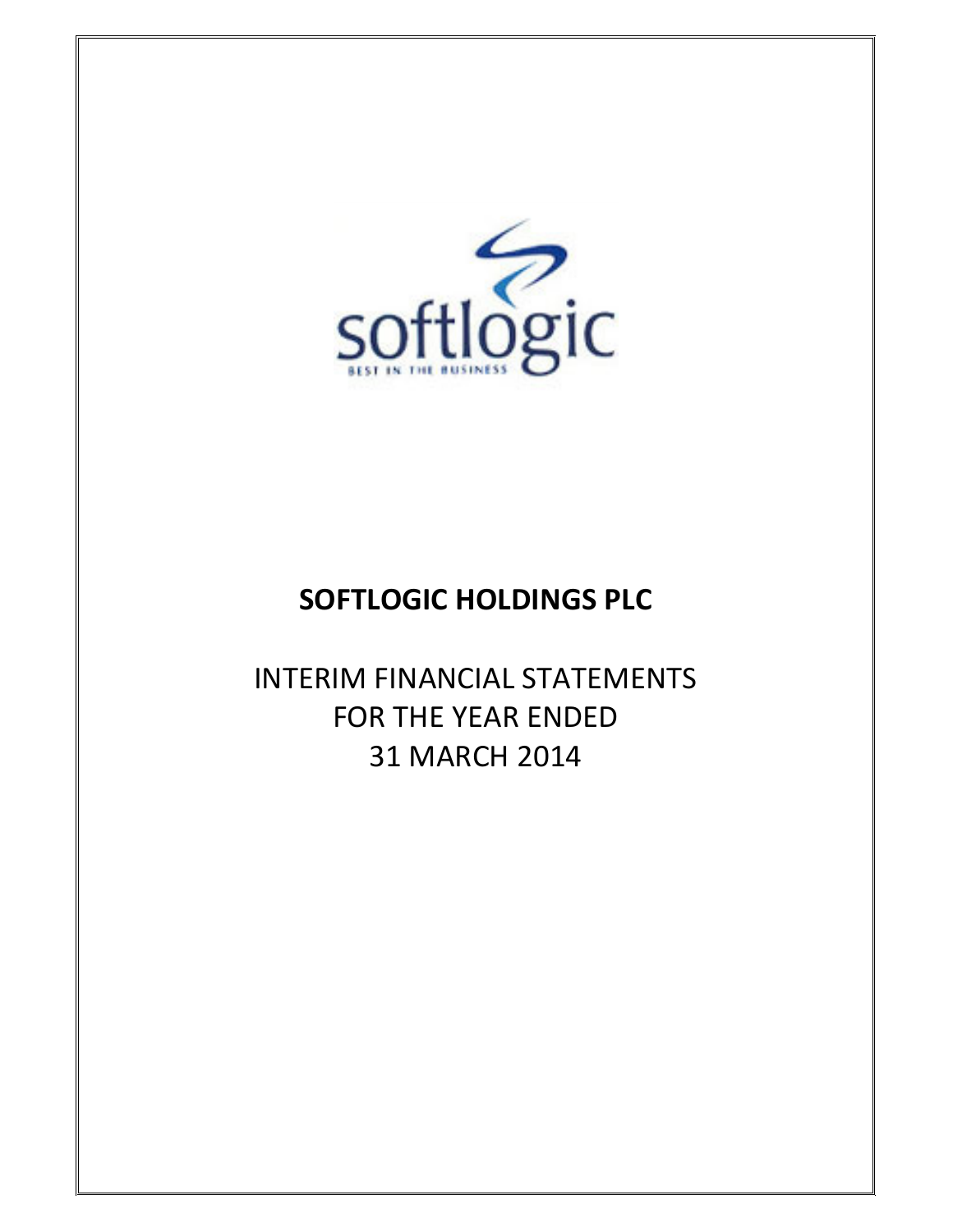softlogic

BEST IN THE BUSINESS

# SOFTLOGIC HOLDINGS PLC

INTERIM FINANCIAL STATEMENTS
FOR THE YEAR ENDED
31 MARCH 2014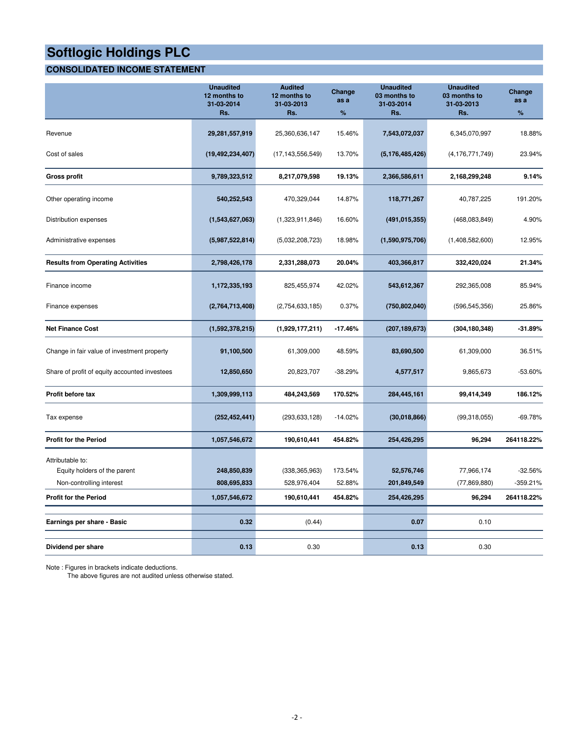# Softlogic Holdings PLC

## CONSOLIDATED INCOME STATEMENT

| | Unaudited 12 months to 31-03-2014 Rs. | Audited 12 months to 31-03-2013 Rs. | Change as a % | Unaudited 03 months to 31-03-2014 Rs. | Unaudited 03 months to 31-03-2013 Rs. | Change as a % |
|---|---|---|---|---|---|---|
| Revenue | **29,281,557,919** | 25,360,636,147 | 15.46% | **7,543,072,037** | 6,345,070,997 | 18.88% |
| Cost of sales | **(19,492,234,407)** | (17,143,556,549) | 13.70% | **(5,176,485,426)** | (4,176,771,749) | 23.94% |
| **Gross profit** | **9,789,323,512** | **8,217,079,598** | **19.13%** | **2,366,586,611** | **2,168,299,248** | **9.14%** |
| Other operating income | **540,252,543** | 470,329,044 | 14.87% | **118,771,267** | 40,787,225 | 191.20% |
| Distribution expenses | **(1,543,627,063)** | (1,323,911,846) | 16.60% | **(491,015,355)** | (468,083,849) | 4.90% |
| Administrative expenses | **(5,987,522,814)** | (5,032,208,723) | 18.98% | **(1,590,975,706)** | (1,408,582,600) | 12.95% |
| **Results from Operating Activities** | **2,798,426,178** | **2,331,288,073** | **20.04%** | **403,366,817** | **332,420,024** | **21.34%** |
| Finance income | **1,172,335,193** | 825,455,974 | 42.02% | **543,612,367** | 292,365,008 | 85.94% |
| Finance expenses | **(2,764,713,408)** | (2,754,633,185) | 0.37% | **(750,802,040)** | (596,545,356) | 25.86% |
| **Net Finance Cost** | **(1,592,378,215)** | **(1,929,177,211)** | **-17.46%** | **(207,189,673)** | **(304,180,348)** | **-31.89%** |
| Change in fair value of investment property | **91,100,500** | 61,309,000 | 48.59% | **83,690,500** | 61,309,000 | 36.51% |
| Share of profit of equity accounted investees | **12,850,650** | 20,823,707 | -38.29% | **4,577,517** | 9,865,673 | -53.60% |
| **Profit before tax** | **1,309,999,113** | **484,243,569** | **170.52%** | **284,445,161** | **99,414,349** | **186.12%** |
| Tax expense | **(252,452,441)** | (293,633,128) | -14.02% | **(30,018,866)** | (99,318,055) | -69.78% |
| **Profit for the Period** | **1,057,546,672** | **190,610,441** | **454.82%** | **254,426,295** | **96,294** | **264118.22%** |
| Attributable to: | | | | | | |
| Equity holders of the parent | **248,850,839** | (338,365,963) | 173.54% | **52,576,746** | 77,966,174 | -32.56% |
| Non-controlling interest | **808,695,833** | 528,976,404 | 52.88% | **201,849,549** | (77,869,880) | -359.21% |
| **Profit for the Period** | **1,057,546,672** | **190,610,441** | **454.82%** | **254,426,295** | **96,294** | **264118.22%** |
| **Earnings per share - Basic** | **0.32** | (0.44) | | **0.07** | 0.10 | |
| **Dividend per share** | **0.13** | 0.30 | | **0.13** | 0.30 | |

Note : Figures in brackets indicate deductions.
The above figures are not audited unless otherwise stated.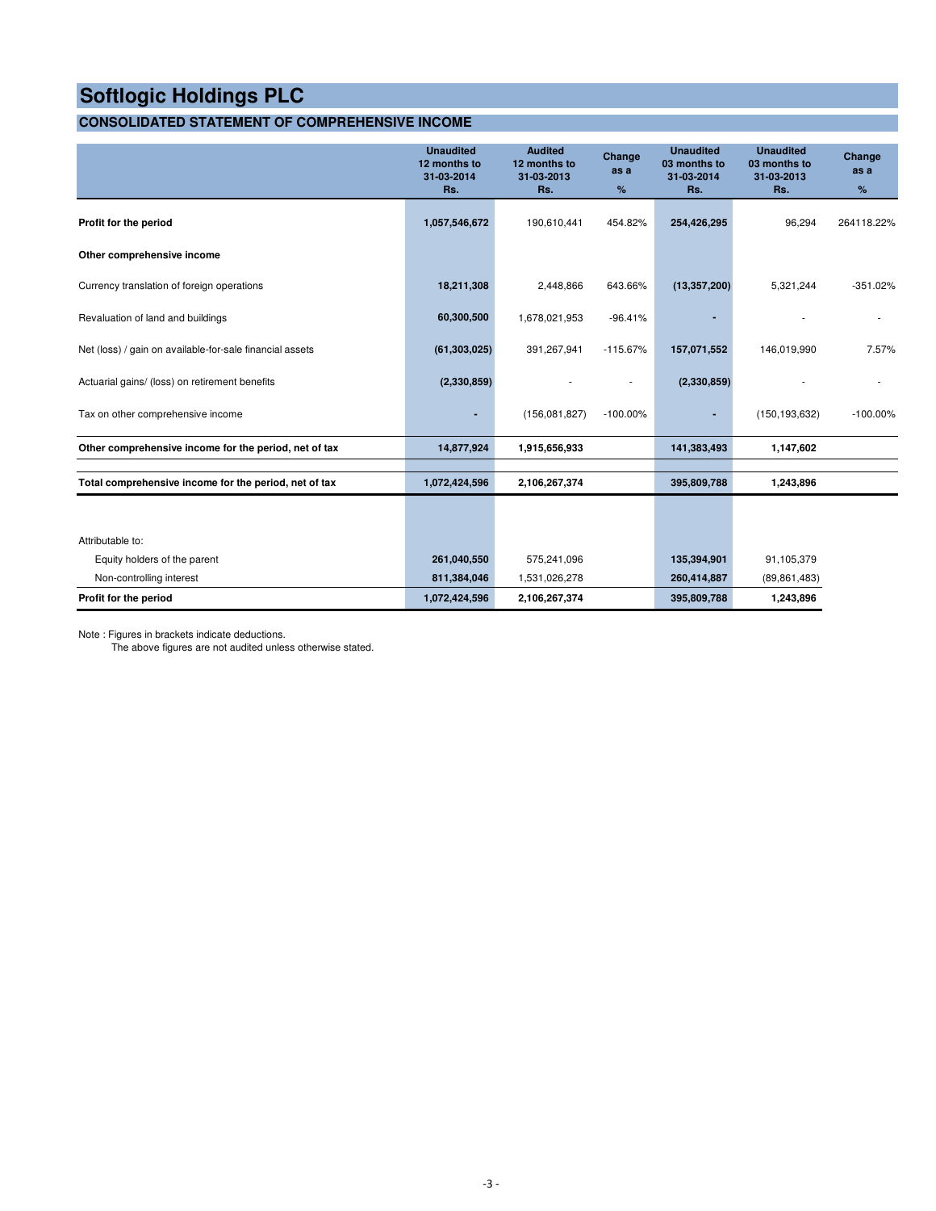# Softlogic Holdings PLC

## CONSOLIDATED STATEMENT OF COMPREHENSIVE INCOME

| | Unaudited 12 months to 31-03-2014 Rs. | Audited 12 months to 31-03-2013 Rs. | Change as a % | Unaudited 03 months to 31-03-2014 Rs. | Unaudited 03 months to 31-03-2013 Rs. | Change as a % |
|---|---|---|---|---|---|---|
| **Profit for the period** | **1,057,546,672** | 190,610,441 | 454.82% | **254,426,295** | 96,294 | 264118.22% |
| **Other comprehensive income** | | | | | | |
| Currency translation of foreign operations | **18,211,308** | 2,448,866 | 643.66% | **(13,357,200)** | 5,321,244 | -351.02% |
| Revaluation of land and buildings | **60,300,500** | 1,678,021,953 | -96.41% | **-** | - | - |
| Net (loss) / gain on available-for-sale financial assets | **(61,303,025)** | 391,267,941 | -115.67% | **157,071,552** | 146,019,990 | 7.57% |
| Actuarial gains/ (loss) on retirement benefits | **(2,330,859)** | - | - | **(2,330,859)** | - | - |
| Tax on other comprehensive income | **-** | (156,081,827) | -100.00% | **-** | (150,193,632) | -100.00% |
| **Other comprehensive income for the period, net of tax** | **14,877,924** | **1,915,656,933** | | **141,383,493** | **1,147,602** | |
| **Total comprehensive income for the period, net of tax** | **1,072,424,596** | **2,106,267,374** | | **395,809,788** | **1,243,896** | |
| Attributable to: | | | | | | |
| Equity holders of the parent | **261,040,550** | 575,241,096 | | **135,394,901** | 91,105,379 | |
| Non-controlling interest | **811,384,046** | 1,531,026,278 | | **260,414,887** | (89,861,483) | |
| **Profit for the period** | **1,072,424,596** | **2,106,267,374** | | **395,809,788** | **1,243,896** | |

Note : Figures in brackets indicate deductions.
The above figures are not audited unless otherwise stated.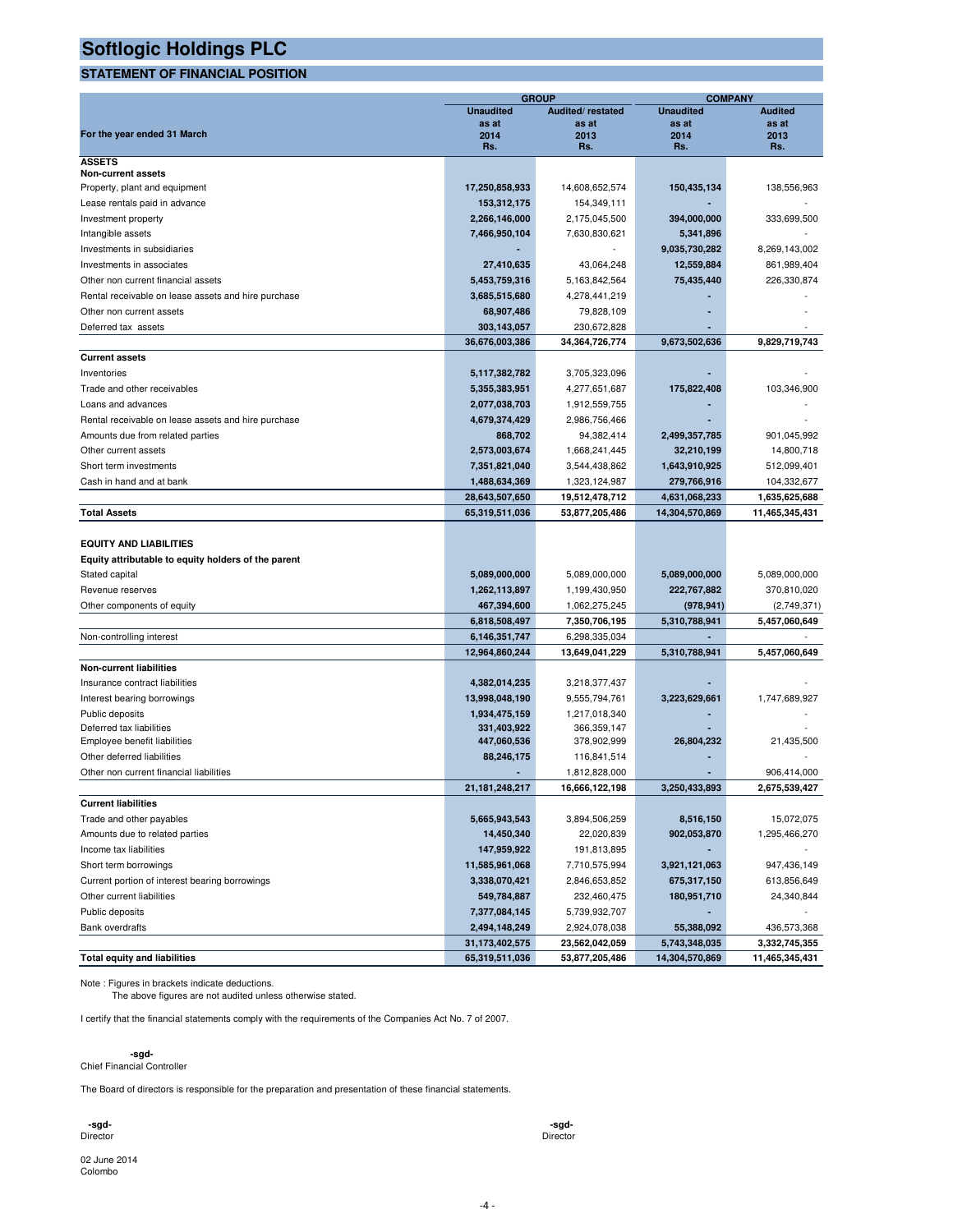# Softlogic Holdings PLC

## STATEMENT OF FINANCIAL POSITION

| For the year ended 31 March | GROUP | | COMPANY | |
|---|---|---|---|---|
| | Unaudited as at 2014 Rs. | Audited/ restated as at 2013 Rs. | Unaudited as at 2014 Rs. | Audited as at 2013 Rs. |
| **ASSETS** | | | | |
| **Non-current assets** | | | | |
| Property, plant and equipment | **17,250,858,933** | 14,608,652,574 | **150,435,134** | 138,556,963 |
| Lease rentals paid in advance | **153,312,175** | 154,349,111 | **-** | - |
| Investment property | **2,266,146,000** | 2,175,045,500 | **394,000,000** | 333,699,500 |
| Intangible assets | **7,466,950,104** | 7,630,830,621 | **5,341,896** | - |
| Investments in subsidiaries | **-** | - | **9,035,730,282** | 8,269,143,002 |
| Investments in associates | **27,410,635** | 43,064,248 | **12,559,884** | 861,989,404 |
| Other non current financial assets | **5,453,759,316** | 5,163,842,564 | **75,435,440** | 226,330,874 |
| Rental receivable on lease assets and hire purchase | **3,685,515,680** | 4,278,441,219 | **-** | - |
| Other non current assets | **68,907,486** | 79,828,109 | **-** | - |
| Deferred tax assets | **303,143,057** | 230,672,828 | **-** | - |
| | **36,676,003,386** | **34,364,726,774** | **9,673,502,636** | **9,829,719,743** |
| **Current assets** | | | | |
| Inventories | **5,117,382,782** | 3,705,323,096 | **-** | - |
| Trade and other receivables | **5,355,383,951** | 4,277,651,687 | **175,822,408** | 103,346,900 |
| Loans and advances | **2,077,038,703** | 1,912,559,755 | **-** | - |
| Rental receivable on lease assets and hire purchase | **4,679,374,429** | 2,986,756,466 | **-** | - |
| Amounts due from related parties | **868,702** | 94,382,414 | **2,499,357,785** | 901,045,992 |
| Other current assets | **2,573,003,674** | 1,668,241,445 | **32,210,199** | 14,800,718 |
| Short term investments | **7,351,821,040** | 3,544,438,862 | **1,643,910,925** | 512,099,401 |
| Cash in hand and at bank | **1,488,634,369** | 1,323,124,987 | **279,766,916** | 104,332,677 |
| | **28,643,507,650** | **19,512,478,712** | **4,631,068,233** | **1,635,625,688** |
| **Total Assets** | **65,319,511,036** | **53,877,205,486** | **14,304,570,869** | **11,465,345,431** |
| | | | | |
| **EQUITY AND LIABILITIES** | | | | |
| **Equity attributable to equity holders of the parent** | | | | |
| Stated capital | **5,089,000,000** | 5,089,000,000 | **5,089,000,000** | 5,089,000,000 |
| Revenue reserves | **1,262,113,897** | 1,199,430,950 | **222,767,882** | 370,810,020 |
| Other components of equity | **467,394,600** | 1,062,275,245 | **(978,941)** | (2,749,371) |
| | **6,818,508,497** | **7,350,706,195** | **5,310,788,941** | **5,457,060,649** |
| Non-controlling interest | **6,146,351,747** | 6,298,335,034 | **-** | - |
| | **12,964,860,244** | **13,649,041,229** | **5,310,788,941** | **5,457,060,649** |
| **Non-current liabilities** | | | | |
| Insurance contract liabilities | **4,382,014,235** | 3,218,377,437 | **-** | - |
| Interest bearing borrowings | **13,998,048,190** | 9,555,794,761 | **3,223,629,661** | 1,747,689,927 |
| Public deposits | **1,934,475,159** | 1,217,018,340 | **-** | - |
| Deferred tax liabilities | **331,403,922** | 366,359,147 | **-** | - |
| Employee benefit liabilities | **447,060,536** | 378,902,999 | **26,804,232** | 21,435,500 |
| Other deferred liabilities | **88,246,175** | 116,841,514 | **-** | - |
| Other non current financial liabilities | **-** | 1,812,828,000 | **-** | 906,414,000 |
| | **21,181,248,217** | **16,666,122,198** | **3,250,433,893** | **2,675,539,427** |
| **Current liabilities** | | | | |
| Trade and other payables | **5,665,943,543** | 3,894,506,259 | **8,516,150** | 15,072,075 |
| Amounts due to related parties | **14,450,340** | 22,020,839 | **902,053,870** | 1,295,466,270 |
| Income tax liabilities | **147,959,922** | 191,813,895 | **-** | - |
| Short term borrowings | **11,585,961,068** | 7,710,575,994 | **3,921,121,063** | 947,436,149 |
| Current portion of interest bearing borrowings | **3,338,070,421** | 2,846,653,852 | **675,317,150** | 613,856,649 |
| Other current liabilities | **549,784,887** | 232,460,475 | **180,951,710** | 24,340,844 |
| Public deposits | **7,377,084,145** | 5,739,932,707 | **-** | - |
| Bank overdrafts | **2,494,148,249** | 2,924,078,038 | **55,388,092** | 436,573,368 |
| | **31,173,402,575** | **23,562,042,059** | **5,743,348,035** | **3,332,745,355** |
| **Total equity and liabilities** | **65,319,511,036** | **53,877,205,486** | **14,304,570,869** | **11,465,345,431** |

Note : Figures in brackets indicate deductions.
The above figures are not audited unless otherwise stated.

I certify that the financial statements comply with the requirements of the Companies Act No. 7 of 2007.

**-sgd-**
Chief Financial Controller

The Board of directors is responsible for the preparation and presentation of these financial statements.

**-sgd-**
Director

**-sgd-**
Director

02 June 2014
Colombo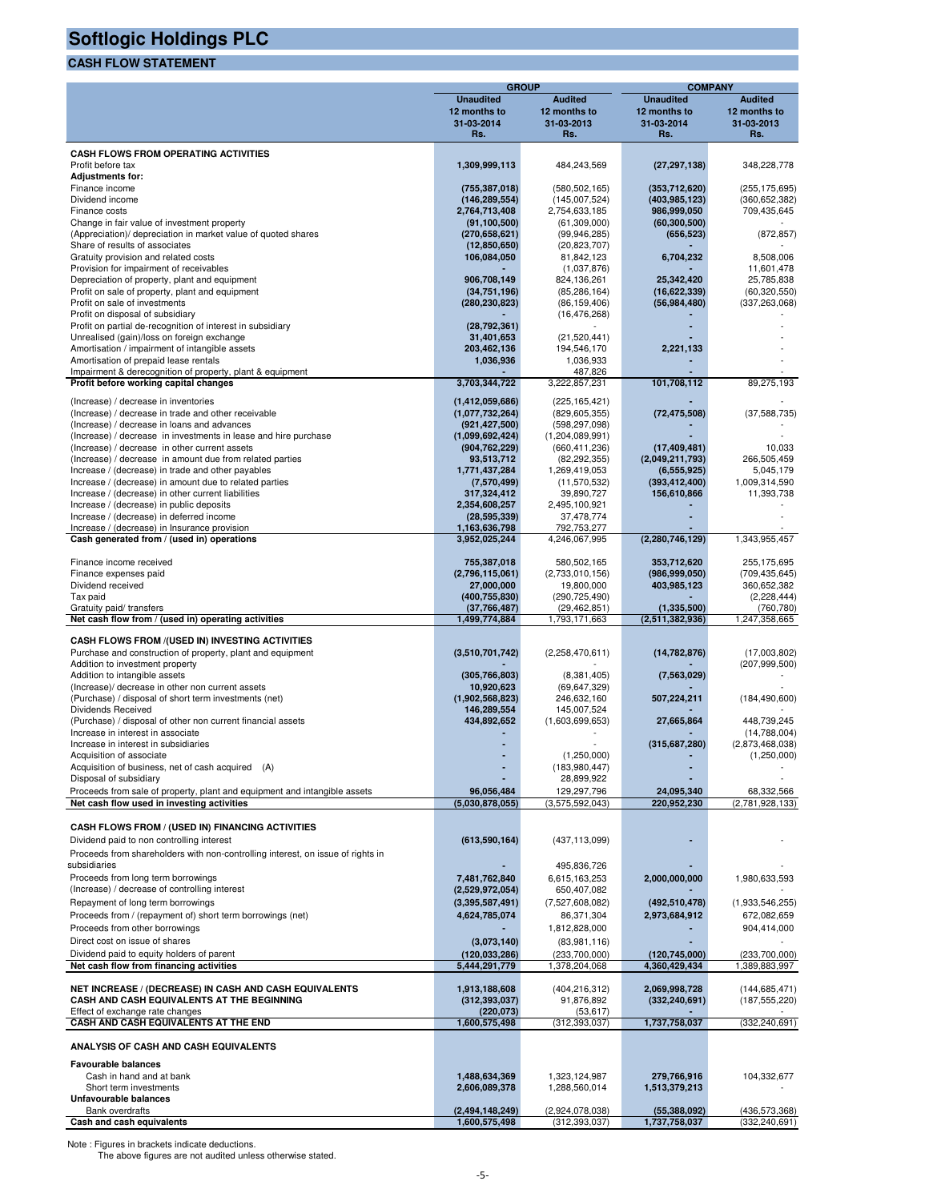# Softlogic Holdings PLC

## CASH FLOW STATEMENT

| | GROUP | | COMPANY | |
|---|---|---|---|---|
| | Unaudited 12 months to 31-03-2014 Rs. | Audited 12 months to 31-03-2013 Rs. | Unaudited 12 months to 31-03-2014 Rs. | Audited 12 months to 31-03-2013 Rs. |
| **CASH FLOWS FROM OPERATING ACTIVITIES** | | | | |
| Profit before tax | 1,309,999,113 | 484,243,569 | (27,297,138) | 348,228,778 |
| **Adjustments for:** | | | | |
| Finance income | (755,387,018) | (580,502,165) | (353,712,620) | (255,175,695) |
| Dividend income | (146,289,554) | (145,007,524) | (403,985,123) | (360,652,382) |
| Finance costs | 2,764,713,408 | 2,754,633,185 | 986,999,050 | 709,435,645 |
| Change in fair value of investment property | (91,100,500) | (61,309,000) | (60,300,500) | - |
| (Appreciation)/ depreciation in market value of quoted shares | (270,658,621) | (99,946,285) | (656,523) | (872,857) |
| Share of results of associates | (12,850,650) | (20,823,707) | - | - |
| Gratuity provision and related costs | 106,084,050 | 81,842,123 | 6,704,232 | 8,508,006 |
| Provision for impairment of receivables | - | (1,037,876) | - | 11,601,478 |
| Depreciation of property, plant and equipment | 906,708,149 | 824,136,261 | 25,342,420 | 25,785,838 |
| Profit on sale of property, plant and equipment | (34,751,196) | (85,286,164) | (16,622,339) | (60,320,550) |
| Profit on sale of investments | (280,230,823) | (86,159,406) | (56,984,480) | (337,263,068) |
| Profit on disposal of subsidiary | - | (16,476,268) | - | - |
| Profit on partial de-recognition of interest in subsidiary | (28,792,361) | - | - | - |
| Unrealised (gain)/loss on foreign exchange | 31,401,653 | (21,520,441) | - | - |
| Amortisation / impairment of intangible assets | 203,462,136 | 194,546,170 | 2,221,133 | - |
| Amortisation of prepaid lease rentals | 1,036,936 | 1,036,933 | - | - |
| Impairment & derecognition of property, plant & equipment | - | 487,826 | - | - |
| **Profit before working capital changes** | **3,703,344,722** | **3,222,857,231** | **101,708,112** | **89,275,193** |
| (Increase) / decrease in inventories | (1,412,059,686) | (225,165,421) | - | - |
| (Increase) / decrease in trade and other receivable | (1,077,732,264) | (829,605,355) | (72,475,508) | (37,588,735) |
| (Increase) / decrease in loans and advances | (921,427,500) | (598,297,098) | - | - |
| (Increase) / decrease in investments in lease and hire purchase | (1,099,692,424) | (1,204,089,991) | - | - |
| (Increase) / decrease in other current assets | (904,762,229) | (660,411,236) | (17,409,481) | 10,033 |
| (Increase) / decrease in amount due from related parties | 93,513,712 | (82,292,355) | (2,049,211,793) | 266,505,459 |
| Increase / (decrease) in trade and other payables | 1,771,437,284 | 1,269,419,053 | (6,555,925) | 5,045,179 |
| Increase / (decrease) in amount due to related parties | (7,570,499) | (11,570,532) | (393,412,400) | 1,009,314,590 |
| Increase / (decrease) in other current liabilities | 317,324,412 | 39,890,727 | 156,610,866 | 11,393,738 |
| Increase / (decrease) in public deposits | 2,354,608,257 | 2,495,100,921 | - | - |
| Increase / (decrease) in deferred income | (28,595,339) | 37,478,774 | - | - |
| Increase / (decrease) in Insurance provision | 1,163,636,798 | 792,753,277 | - | - |
| **Cash generated from / (used in) operations** | **3,952,025,244** | **4,246,067,995** | **(2,280,746,129)** | **1,343,955,457** |
| Finance income received | 755,387,018 | 580,502,165 | 353,712,620 | 255,175,695 |
| Finance expenses paid | (2,796,115,061) | (2,733,010,156) | (986,999,050) | (709,435,645) |
| Dividend received | 27,000,000 | 19,800,000 | 403,985,123 | 360,652,382 |
| Tax paid | (400,755,830) | (290,725,490) | - | (2,228,444) |
| Gratuity paid/ transfers | (37,766,487) | (29,462,851) | (1,335,500) | (760,780) |
| **Net cash flow from / (used in) operating activities** | **1,499,774,884** | **1,793,171,663** | **(2,511,382,936)** | **1,247,358,665** |
| **CASH FLOWS FROM /(USED IN) INVESTING ACTIVITIES** | | | | |
| Purchase and construction of property, plant and equipment | (3,510,701,742) | (2,258,470,611) | (14,782,876) | (17,003,802) |
| Addition to investment property | - | - | - | (207,999,500) |
| Addition to intangible assets | (305,766,803) | (8,381,405) | (7,563,029) | - |
| (Increase)/ decrease in other non current assets | 10,920,623 | (69,647,329) | - | - |
| (Purchase) / disposal of short term investments (net) | (1,902,568,823) | 246,632,160 | 507,224,211 | (184,490,600) |
| Dividends Received | 146,289,554 | 145,007,524 | - | - |
| (Purchase) / disposal of other non current financial assets | 434,892,652 | (1,603,699,653) | 27,665,864 | 448,739,245 |
| Increase in interest in associate | - | - | - | (14,788,004) |
| Increase in interest in subsidiaries | - | - | (315,687,280) | (2,873,468,038) |
| Acquisition of associate | - | (1,250,000) | - | (1,250,000) |
| Acquisition of business, net of cash acquired (A) | - | (183,980,447) | - | - |
| Disposal of subsidiary | - | 28,899,922 | - | - |
| Proceeds from sale of property, plant and equipment and intangible assets | 96,056,484 | 129,297,796 | 24,095,340 | 68,332,566 |
| **Net cash flow used in investing activities** | **(5,030,878,055)** | **(3,575,592,043)** | **220,952,230** | **(2,781,928,133)** |
| **CASH FLOWS FROM / (USED IN) FINANCING ACTIVITIES** | | | | |
| Dividend paid to non controlling interest | (613,590,164) | (437,113,099) | - | - |
| Proceeds from shareholders with non-controlling interest, on issue of rights in subsidiaries | - | 495,836,726 | - | - |
| Proceeds from long term borrowings | 7,481,762,840 | 6,615,163,253 | 2,000,000,000 | 1,980,633,593 |
| (Increase) / decrease of controlling interest | (2,529,972,054) | 650,407,082 | - | - |
| Repayment of long term borrowings | (3,395,587,491) | (7,527,608,082) | (492,510,478) | (1,933,546,255) |
| Proceeds from / (repayment of) short term borrowings (net) | 4,624,785,074 | 86,371,304 | 2,973,684,912 | 672,082,659 |
| Proceeds from other borrowings | - | 1,812,828,000 | - | 904,414,000 |
| Direct cost on issue of shares | (3,073,140) | (83,981,116) | - | - |
| Dividend paid to equity holders of parent | (120,033,286) | (233,700,000) | (120,745,000) | (233,700,000) |
| **Net cash flow from financing activities** | **5,444,291,779** | **1,378,204,068** | **4,360,429,434** | **1,389,883,997** |
| **NET INCREASE / (DECREASE) IN CASH AND CASH EQUIVALENTS** | **1,913,188,608** | **(404,216,312)** | **2,069,998,728** | **(144,685,471)** |
| **CASH AND CASH EQUIVALENTS AT THE BEGINNING** | **(312,393,037)** | **91,876,892** | **(332,240,691)** | **(187,555,220)** |
| Effect of exchange rate changes | (220,073) | (53,617) | - | - |
| **CASH AND CASH EQUIVALENTS AT THE END** | **1,600,575,498** | **(312,393,037)** | **1,737,758,037** | **(332,240,691)** |
| **ANALYSIS OF CASH AND CASH EQUIVALENTS** | | | | |
| **Favourable balances** | | | | |
| Cash in hand and at bank | 1,488,634,369 | 1,323,124,987 | 279,766,916 | 104,332,677 |
| Short term investments | 2,606,089,378 | 1,288,560,014 | 1,513,379,213 | - |
| **Unfavourable balances** | | | | |
| Bank overdrafts | (2,494,148,249) | (2,924,078,038) | (55,388,092) | (436,573,368) |
| **Cash and cash equivalents** | **1,600,575,498** | **(312,393,037)** | **1,737,758,037** | **(332,240,691)** |

Note : Figures in brackets indicate deductions.
The above figures are not audited unless otherwise stated.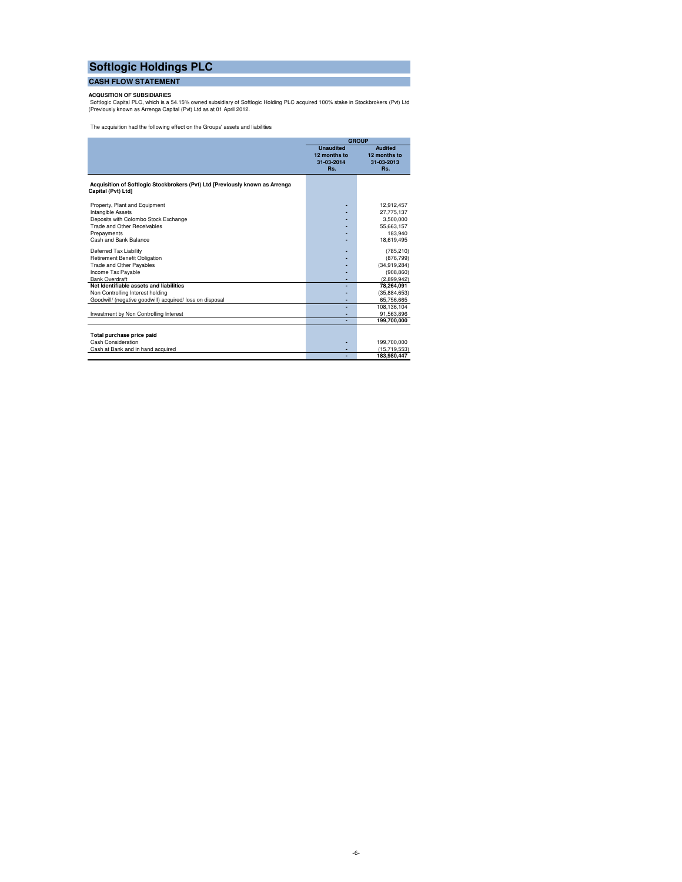# Softlogic Holdings PLC

## CASH FLOW STATEMENT

**ACQUSITION OF SUBSIDIARIES**

Softlogic Capital PLC, which is a 54.15% owned subsidiary of Softlogic Holding PLC acquired 100% stake in Stockbrokers (Pvt) Ltd (Previously known as Arrenga Capital (Pvt) Ltd as at 01 April 2012.

The acquisition had the following effect on the Groups' assets and liabilities

| | GROUP | |
|---|---|---|
| | **Unaudited 12 months to 31-03-2014 Rs.** | **Audited 12 months to 31-03-2013 Rs.** |
| **Acquisition of Softlogic Stockbrokers (Pvt) Ltd [Previously known as Arrenga Capital (Pvt) Ltd]** | | |
| Property, Plant and Equipment | - | 12,912,457 |
| Intangible Assets | - | 27,775,137 |
| Deposits with Colombo Stock Exchange | - | 3,500,000 |
| Trade and Other Receivables | - | 55,663,157 |
| Prepayments | - | 183,940 |
| Cash and Bank Balance | - | 18,619,495 |
| Deferred Tax Liability | - | (785,210) |
| Retirement Benefit Obligation | - | (876,799) |
| Trade and Other Payables | - | (34,919,284) |
| Income Tax Payable | - | (908,860) |
| Bank Overdraft | - | (2,899,942) |
| **Net Identifiable assets and liabilities** | - | **78,264,091** |
| Non Controlling Interest holding | - | (35,884,653) |
| Goodwill/ (negative goodwill) acquired/ loss on disposal | - | 65,756,665 |
| | - | 108,136,104 |
| Investment by Non Controlling Interest | - | 91,563,896 |
| | - | **199,700,000** |
| **Total purchase price paid** | | |
| Cash Consideration | - | 199,700,000 |
| Cash at Bank and in hand acquired | - | (15,719,553) |
| | - | **183,980,447** |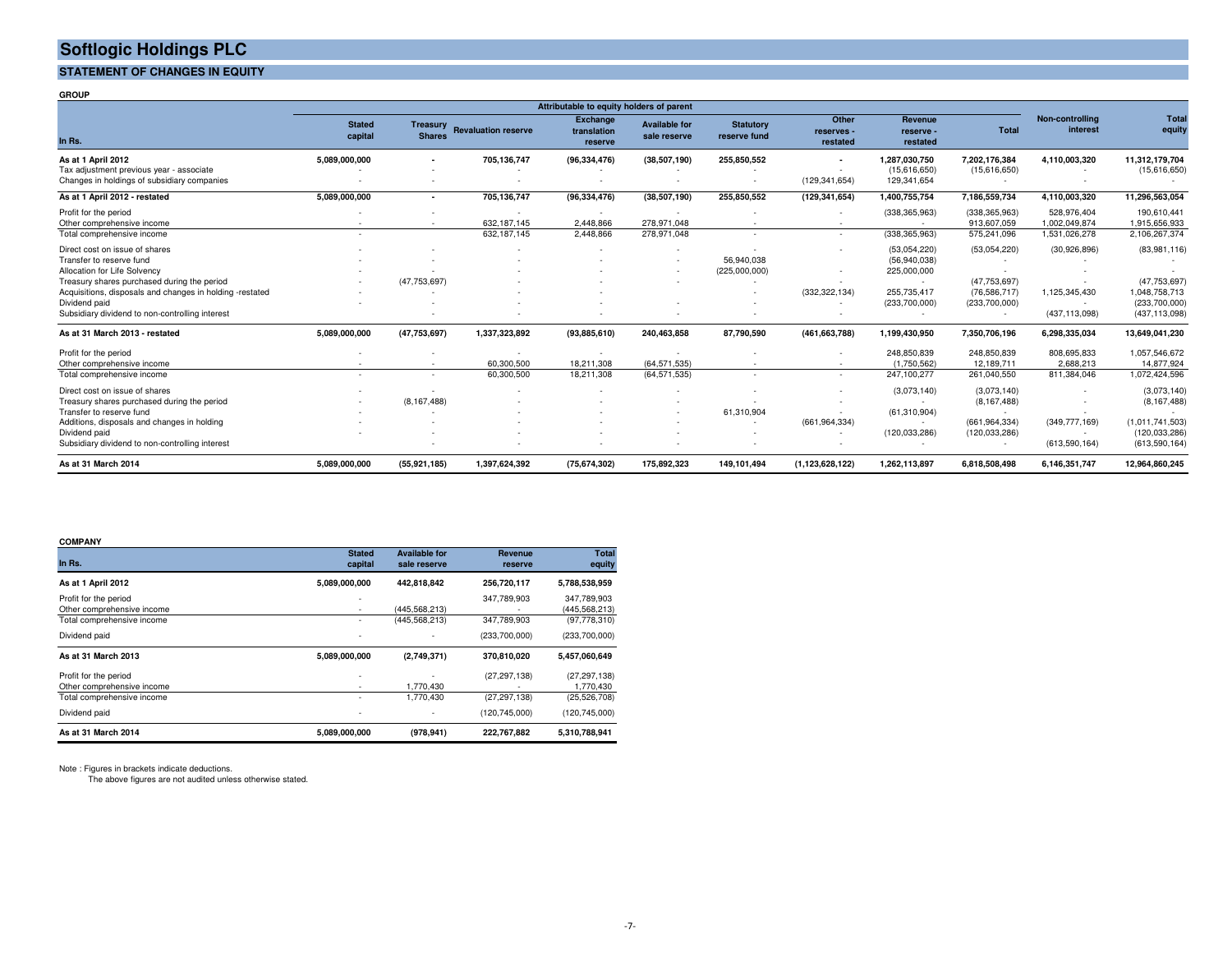# Softlogic Holdings PLC

## STATEMENT OF CHANGES IN EQUITY

**GROUP**

| In Rs. | Attributable to equity holders of parent | | | | | | | | | | | |
|---|---|---|---|---|---|---|---|---|---|---|---|---|
| | Stated capital | Treasury Shares | Revaluation reserve | Exchange translation reserve | Available for sale reserve | Statutory reserve fund | Other reserves - restated | Revenue reserve - restated | Total | Non-controlling interest | Total equity |
| **As at 1 April 2012** | **5,089,000,000** | **-** | **705,136,747** | **(96,334,476)** | **(38,507,190)** | **255,850,552** | **-** | **1,287,030,750** | **7,202,176,384** | **4,110,003,320** | **11,312,179,704** |
| Tax adjustment previous year - associate | - | - | - | - | - | - | - | (15,616,650) | (15,616,650) | - | (15,616,650) |
| Changes in holdings of subsidiary companies | - | - | - | - | - | - | (129,341,654) | 129,341,654 | - | - | - |
| **As at 1 April 2012 - restated** | **5,089,000,000** | **-** | **705,136,747** | **(96,334,476)** | **(38,507,190)** | **255,850,552** | **(129,341,654)** | **1,400,755,754** | **7,186,559,734** | **4,110,003,320** | **11,296,563,054** |
| Profit for the period | - | - | - | - | - | - | - | (338,365,963) | (338,365,963) | 528,976,404 | 190,610,441 |
| Other comprehensive income | - | - | 632,187,145 | 2,448,866 | 278,971,048 | - | - | - | 913,607,059 | 1,002,049,874 | 1,915,656,933 |
| Total comprehensive income | - | | 632,187,145 | 2,448,866 | 278,971,048 | - | - | (338,365,963) | 575,241,096 | 1,531,026,278 | 2,106,267,374 |
| Direct cost on issue of shares | - | - | - | - | - | - | - | (53,054,220) | (53,054,220) | (30,926,896) | (83,981,116) |
| Transfer to reserve fund | - | - | - | - | - | 56,940,038 | | (56,940,038) | - | - | - |
| Allocation for Life Solvency | - | - | - | - | - | (225,000,000) | - | 225,000,000 | - | - | - |
| Treasury shares purchased during the period | - | (47,753,697) | - | - | - | - | - | - | (47,753,697) | - | (47,753,697) |
| Acquisitions, disposals and changes in holding -restated | - | - | - | - | - | - | (332,322,134) | 255,735,417 | (76,586,717) | 1,125,345,430 | 1,048,758,713 |
| Dividend paid | - | - | - | - | - | - | - | (233,700,000) | (233,700,000) | - | (233,700,000) |
| Subsidiary dividend to non-controlling interest | - | - | - | - | - | - | - | - | - | (437,113,098) | (437,113,098) |
| **As at 31 March 2013 - restated** | **5,089,000,000** | **(47,753,697)** | **1,337,323,892** | **(93,885,610)** | **240,463,858** | **87,790,590** | **(461,663,788)** | **1,199,430,950** | **7,350,706,196** | **6,298,335,034** | **13,649,041,230** |
| Profit for the period | - | - | - | - | - | - | - | 248,850,839 | 248,850,839 | 808,695,833 | 1,057,546,672 |
| Other comprehensive income | - | - | 60,300,500 | 18,211,308 | (64,571,535) | - | - | (1,750,562) | 12,189,711 | 2,688,213 | 14,877,924 |
| Total comprehensive income | - | - | 60,300,500 | 18,211,308 | (64,571,535) | - | - | 247,100,277 | 261,040,550 | 811,384,046 | 1,072,424,596 |
| Direct cost on issue of shares | - | - | - | - | - | - | - | (3,073,140) | (3,073,140) | - | (3,073,140) |
| Treasury shares purchased during the period | - | (8,167,488) | - | - | - | - | - | - | (8,167,488) | - | (8,167,488) |
| Transfer to reserve fund | - | - | - | - | - | 61,310,904 | | (61,310,904) | - | - | - |
| Additions, disposals and changes in holding | - | - | - | - | - | - | (661,964,334) | - | (661,964,334) | (349,777,169) | (1,011,741,503) |
| Dividend paid | - | - | - | - | - | - | - | (120,033,286) | (120,033,286) | - | (120,033,286) |
| Subsidiary dividend to non-controlling interest | - | - | - | - | - | - | - | - | - | (613,590,164) | (613,590,164) |
| **As at 31 March 2014** | **5,089,000,000** | **(55,921,185)** | **1,397,624,392** | **(75,674,302)** | **175,892,323** | **149,101,494** | **(1,123,628,122)** | **1,262,113,897** | **6,818,508,498** | **6,146,351,747** | **12,964,860,245** |

**COMPANY**

| In Rs. | Stated capital | Available for sale reserve | Revenue reserve | Total equity |
|---|---|---|---|---|
| **As at 1 April 2012** | **5,089,000,000** | **442,818,842** | **256,720,117** | **5,788,538,959** |
| Profit for the period | - | | 347,789,903 | 347,789,903 |
| Other comprehensive income | - | (445,568,213) | - | (445,568,213) |
| Total comprehensive income | - | (445,568,213) | 347,789,903 | (97,778,310) |
| Dividend paid | - | - | (233,700,000) | (233,700,000) |
| **As at 31 March 2013** | **5,089,000,000** | **(2,749,371)** | **370,810,020** | **5,457,060,649** |
| Profit for the period | - | - | (27,297,138) | (27,297,138) |
| Other comprehensive income | - | 1,770,430 | - | 1,770,430 |
| Total comprehensive income | - | 1,770,430 | (27,297,138) | (25,526,708) |
| Dividend paid | - | - | (120,745,000) | (120,745,000) |
| **As at 31 March 2014** | **5,089,000,000** | **(978,941)** | **222,767,882** | **5,310,788,941** |

Note : Figures in brackets indicate deductions.
The above figures are not audited unless otherwise stated.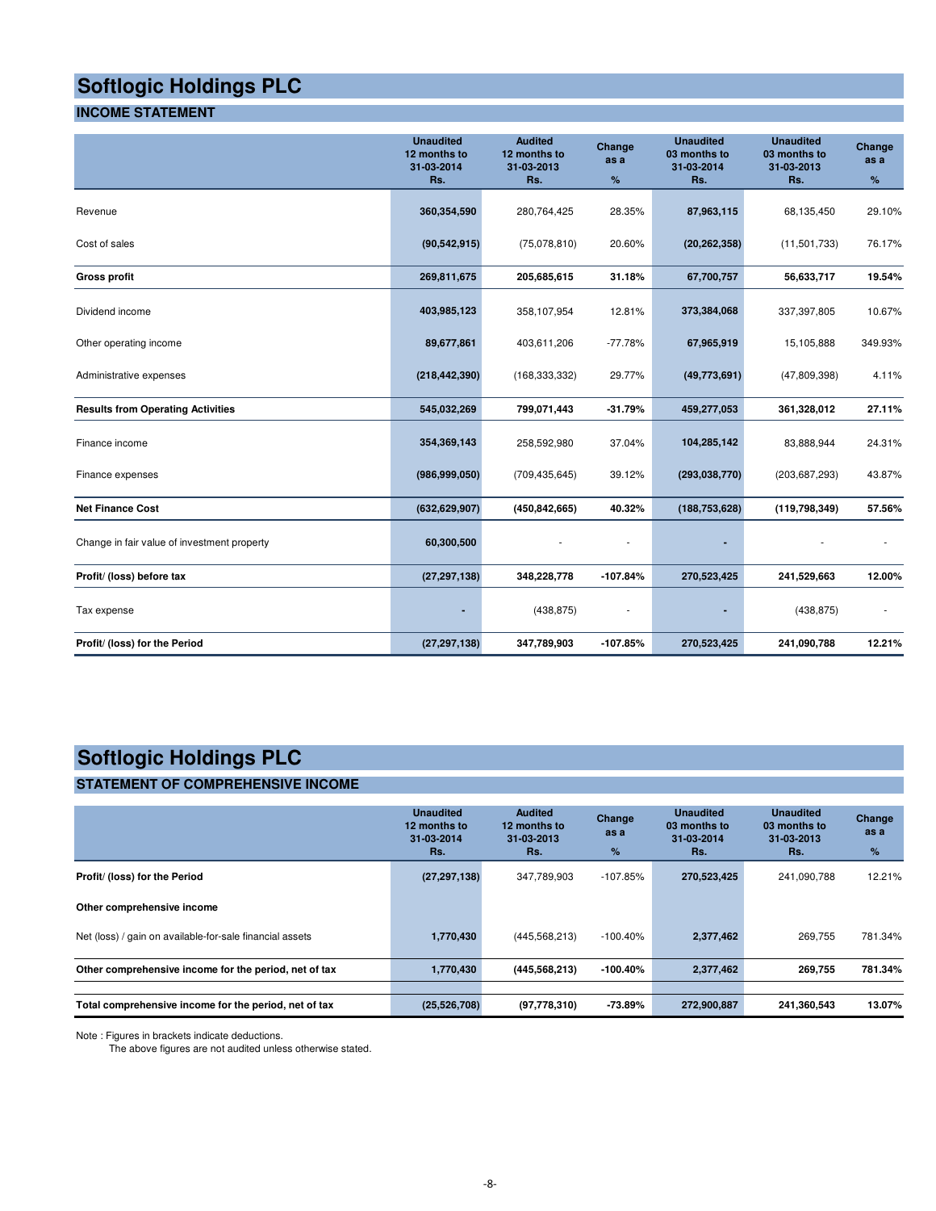# Softlogic Holdings PLC

## INCOME STATEMENT

| | Unaudited 12 months to 31-03-2014 Rs. | Audited 12 months to 31-03-2013 Rs. | Change as a % | Unaudited 03 months to 31-03-2014 Rs. | Unaudited 03 months to 31-03-2013 Rs. | Change as a % |
|---|---|---|---|---|---|---|
| Revenue | 360,354,590 | 280,764,425 | 28.35% | 87,963,115 | 68,135,450 | 29.10% |
| Cost of sales | (90,542,915) | (75,078,810) | 20.60% | (20,262,358) | (11,501,733) | 76.17% |
| **Gross profit** | **269,811,675** | **205,685,615** | **31.18%** | **67,700,757** | **56,633,717** | **19.54%** |
| Dividend income | 403,985,123 | 358,107,954 | 12.81% | 373,384,068 | 337,397,805 | 10.67% |
| Other operating income | 89,677,861 | 403,611,206 | -77.78% | 67,965,919 | 15,105,888 | 349.93% |
| Administrative expenses | (218,442,390) | (168,333,332) | 29.77% | (49,773,691) | (47,809,398) | 4.11% |
| **Results from Operating Activities** | **545,032,269** | **799,071,443** | **-31.79%** | **459,277,053** | **361,328,012** | **27.11%** |
| Finance income | 354,369,143 | 258,592,980 | 37.04% | 104,285,142 | 83,888,944 | 24.31% |
| Finance expenses | (986,999,050) | (709,435,645) | 39.12% | (293,038,770) | (203,687,293) | 43.87% |
| **Net Finance Cost** | **(632,629,907)** | **(450,842,665)** | **40.32%** | **(188,753,628)** | **(119,798,349)** | **57.56%** |
| Change in fair value of investment property | 60,300,500 | - | - | - | - | - |
| **Profit/ (loss) before tax** | **(27,297,138)** | **348,228,778** | **-107.84%** | **270,523,425** | **241,529,663** | **12.00%** |
| Tax expense | - | (438,875) | - | - | (438,875) | - |
| **Profit/ (loss) for the Period** | **(27,297,138)** | **347,789,903** | **-107.85%** | **270,523,425** | **241,090,788** | **12.21%** |

# Softlogic Holdings PLC

## STATEMENT OF COMPREHENSIVE INCOME

| | Unaudited 12 months to 31-03-2014 Rs. | Audited 12 months to 31-03-2013 Rs. | Change as a % | Unaudited 03 months to 31-03-2014 Rs. | Unaudited 03 months to 31-03-2013 Rs. | Change as a % |
|---|---|---|---|---|---|---|
| **Profit/ (loss) for the Period** | (27,297,138) | 347,789,903 | -107.85% | 270,523,425 | 241,090,788 | 12.21% |
| **Other comprehensive income** | | | | | | |
| Net (loss) / gain on available-for-sale financial assets | 1,770,430 | (445,568,213) | -100.40% | 2,377,462 | 269,755 | 781.34% |
| **Other comprehensive income for the period, net of tax** | **1,770,430** | **(445,568,213)** | **-100.40%** | **2,377,462** | **269,755** | **781.34%** |
| **Total comprehensive income for the period, net of tax** | **(25,526,708)** | **(97,778,310)** | **-73.89%** | **272,900,887** | **241,360,543** | **13.07%** |

Note : Figures in brackets indicate deductions.
The above figures are not audited unless otherwise stated.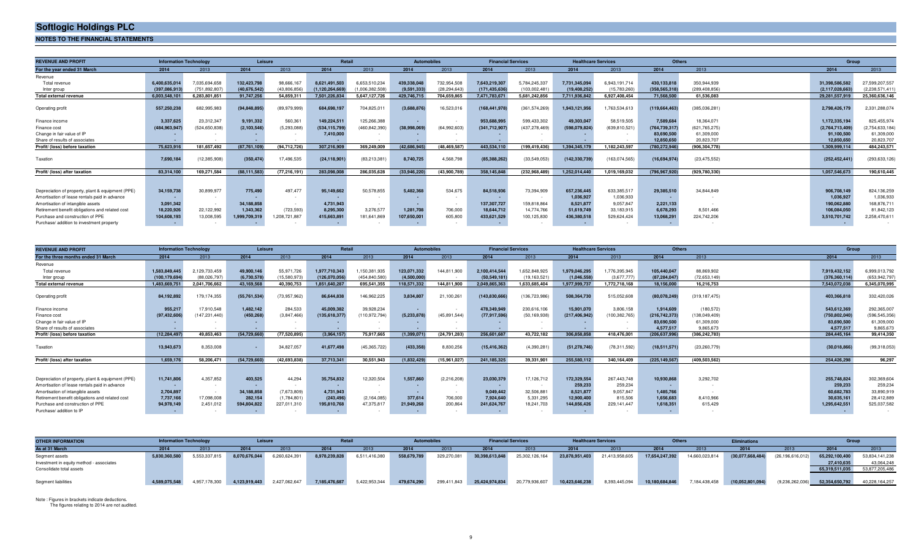# Softlogic Holdings PLC

## NOTES TO THE FINANCIAL STATEMENTS

| REVENUE AND PROFIT | Information Technology | | Leisure | | Retail | | Automobiles | | Financial Services | | Healthcare Services | | Others | | Group | |
|---|---|---|---|---|---|---|---|---|---|---|---|---|---|---|---|---|
| For the year ended 31 March | 2014 | 2013 | 2014 | 2013 | 2014 | 2013 | 2014 | 2013 | 2014 | 2013 | 2014 | 2013 | 2014 | 2013 | 2014 | 2013 |
| Revenue | | | | | | | | | | | | | | | | |
| Total revenue | 6,400,635,014 | 7,035,694,658 | 132,423,798 | 98,666,167 | 8,621,491,503 | 6,653,510,234 | 439,338,048 | 732,954,508 | 7,643,219,307 | 5,784,245,337 | 7,731,345,094 | 6,943,191,714 | 430,133,818 | 350,944,939 | 31,398,586,582 | 27,599,207,557 |
| Inter group | (397,086,913) | (751,892,807) | (40,676,542) | (43,806,856) | (1,120,264,669) | (1,006,382,508) | (9,591,333) | (28,294,643) | (171,435,636) | (103,002,481) | (19,408,252) | (15,783,260) | (358,565,318) | (289,408,856) | (2,117,028,663) | (2,238,571,411) |
| Total external revenue | 6,003,548,101 | 6,283,801,851 | 91,747,256 | 54,859,311 | 7,501,226,834 | 5,647,127,726 | 429,746,715 | 704,659,865 | 7,471,783,671 | 5,681,242,856 | 7,711,936,842 | 6,927,408,454 | 71,568,500 | 61,536,083 | 29,281,557,919 | 25,360,636,146 |
| Operating profit | 557,250,238 | 682,995,983 | (94,848,895) | (89,979,999) | 684,698,197 | 704,825,011 | (3,688,876) | 16,523,016 | (168,441,978) | (361,574,269) | 1,943,121,956 | 1,763,534,613 | (119,664,463) | (385,036,281) | 2,798,426,179 | 2,331,288,074 |
| Finance income | 3,337,625 | 23,312,347 | 9,191,332 | 560,361 | 149,224,511 | 125,266,388 | - | - | 953,688,995 | 599,433,302 | 49,303,047 | 58,519,505 | 7,589,684 | 18,364,071 | 1,172,335,194 | 825,455,974 |
| Finance cost | (484,963,947) | (524,650,838) | (2,103,546) | (5,293,088) | (534,115,799) | (460,842,390) | (38,998,069) | (64,992,603) | (341,712,907) | (437,278,469) | (598,079,824) | (639,810,521) | (764,739,317) | (621,765,275) | (2,764,713,409) | (2,754,633,184) |
| Change in fair value of IP | - | - | - | - | 7,410,000 | - | - | - | - | - | - | - | 83,690,500 | 61,309,000 | 91,100,500 | 61,309,000 |
| Share of results of associates | - | - | - | - | - | - | - | - | - | - | - | - | 12,850,650 | 20,823,707 | 12,850,650 | 20,823,707 |
| Profit/ (loss) before taxation | 75,623,916 | 181,657,492 | (87,761,109) | (94,712,726) | 307,216,909 | 369,249,009 | (42,686,945) | (48,469,587) | 443,534,110 | (199,419,436) | 1,394,345,179 | 1,182,243,597 | (780,272,946) | (906,304,778) | 1,309,999,114 | 484,243,571 |
| Taxation | 7,690,184 | (12,385,908) | (350,474) | 17,496,535 | (24,118,901) | (83,213,381) | 8,740,725 | 4,568,798 | (85,388,262) | (33,549,053) | (142,330,739) | (163,074,565) | (16,694,974) | (23,475,552) | (252,452,441) | (293,633,126) |
| Profit/ (loss) after taxation | 83,314,100 | 169,271,584 | (88,111,583) | (77,216,191) | 283,098,008 | 286,035,628 | (33,946,220) | (43,900,789) | 358,145,848 | (232,968,489) | 1,252,014,440 | 1,019,169,032 | (796,967,920) | (929,780,330) | 1,057,546,673 | 190,610,445 |
| Depreciation of property, plant & equipment (PPE) | 34,159,738 | 30,899,977 | 775,490 | 497,477 | 95,149,662 | 50,578,855 | 5,482,368 | 534,675 | 84,518,936 | 73,394,909 | 657,236,445 | 633,385,517 | 29,385,510 | 34,844,849 | 906,708,149 | 824,136,259 |
| Amortisation of lease rentals paid in advance | - | - | - | - | - | - | - | - | - | - | 1,036,927 | 1,036,933 | - | - | 1,036,927 | 1,036,933 |
| Amortisation of intangible assets | 3,091,342 | - | 34,188,858 | - | 4,731,943 | - | - | - | 137,307,727 | 159,818,864 | 8,521,877 | 9,057,847 | 2,221,133 | - | 190,062,880 | 168,876,711 |
| Retirement benefit obligations and related cost | 18,220,926 | 22,122,992 | 1,343,362 | (723,593) | 8,295,300 | 3,276,577 | 1,281,708 | 706,000 | 18,644,712 | 14,774,766 | 51,619,749 | 33,183,915 | 6,678,293 | 8,501,466 | 106,084,050 | 81,842,123 |
| Purchase and construction of PPE | 104,608,193 | 13,008,595 | 1,999,709,319 | 1,208,721,887 | 415,663,891 | 181,641,869 | 107,650,001 | 605,800 | 433,621,529 | 100,125,830 | 436,380,518 | 529,624,424 | 13,068,291 | 224,742,206 | 3,510,701,742 | 2,258,470,611 |
| Purchase/ addition to investment property | - | - | - | - | - | - | - | - | - | - | - | - | - | - | - | - |

| REVENUE AND PROFIT | Information Technology | | Leisure | | Retail | | Automobiles | | Financial Services | | Healthcare Services | | Others | | Group | |
|---|---|---|---|---|---|---|---|---|---|---|---|---|---|---|---|---|
| For the three months ended 31 March | 2014 | 2013 | 2014 | 2013 | 2014 | 2013 | 2014 | 2013 | 2014 | 2013 | 2014 | 2013 | 2014 | 2013 | 2014 | 2013 |
| Revenue | | | | | | | | | | | | | | | | |
| Total revenue | 1,583,849,445 | 2,129,733,459 | 49,900,146 | 55,971,726 | 1,977,710,343 | 1,150,381,935 | 123,071,332 | 144,811,900 | 2,100,414,544 | 1,652,848,925 | 1,979,046,295 | 1,776,395,945 | 105,440,047 | 88,869,902 | 7,919,432,152 | 6,999,013,792 |
| Inter group | (100,179,694) | (88,026,797) | (6,730,578) | (15,580,973) | (126,070,056) | (454,840,580) | (4,500,000) | - | (50,549,181) | (19,163,521) | (1,046,558) | (3,677,777) | (87,284,047) | (72,653,149) | (376,360,114) | (653,942,797) |
| Total external revenue | 1,483,669,751 | 2,041,706,662 | 43,169,568 | 40,390,753 | 1,851,640,287 | 695,541,355 | 118,571,332 | 144,811,900 | 2,049,865,363 | 1,633,685,404 | 1,977,999,737 | 1,772,718,168 | 18,156,000 | 16,216,753 | 7,543,072,038 | 6,345,070,995 |
| Operating profit | 84,192,892 | 179,174,355 | (55,761,534) | (73,957,962) | 86,644,838 | 146,962,225 | 3,834,807 | 21,100,261 | (143,830,666) | (136,723,986) | 508,364,730 | 515,052,608 | (80,078,249) | (319,187,475) | 403,366,818 | 332,420,026 |
| Finance income | 955,217 | 17,910,548 | 1,482,142 | 284,533 | 45,009,382 | 39,928,234 | - | - | 478,349,949 | 230,616,106 | 15,901,070 | 3,806,158 | 1,914,609 | (180,572) | 543,612,369 | 292,365,007 |
| Finance cost | (97,432,606) | (147,231,440) | (450,268) | (3,847,466) | (135,618,377) | (110,972,794) | (5,233,878) | (45,891,544) | (77,917,596) | (50,169,938) | (217,406,942) | (100,382,765) | (216,742,373) | (138,049,409) | (750,802,040) | (596,545,356) |
| Change in fair value of IP | - | - | - | - | - | - | - | - | - | - | - | - | 83,690,500 | 61,309,000 | 83,690,500 | 61,309,000 |
| Share of results of associates | - | - | - | - | - | - | - | - | - | - | - | - | 4,577,517 | 9,865,673 | 4,577,517 | 9,865,673 |
| Profit/ (loss) before taxation | (12,284,497) | 49,853,463 | (54,729,660) | (77,520,895) | (3,964,157) | 75,917,665 | (1,399,071) | (24,791,283) | 256,601,687 | 43,722,182 | 306,858,858 | 418,476,001 | (206,637,996) | (386,242,783) | 284,445,164 | 99,414,350 |
| Taxation | 13,943,673 | 8,353,008 | - | 34,827,057 | 41,677,498 | (45,365,722) | (433,358) | 8,830,256 | (15,416,362) | (4,390,281) | (51,278,746) | (78,311,592) | (18,511,571) | (23,260,779) | (30,018,866) | (99,318,053) |
| Profit/ (loss) after taxation | 1,659,176 | 58,206,471 | (54,729,660) | (42,693,838) | 37,713,341 | 30,551,943 | (1,832,429) | (15,961,027) | 241,185,325 | 39,331,901 | 255,580,112 | 340,164,409 | (225,149,567) | (409,503,562) | 254,426,298 | 96,297 |
| Depreciation of property, plant & equipment (PPE) | 11,741,806 | 4,357,852 | 403,525 | 44,294 | 35,754,832 | 12,320,504 | 1,557,860 | (2,216,208) | 23,030,379 | 17,126,712 | 172,329,554 | 267,443,748 | 10,930,868 | 3,292,702 | 255,748,824 | 302,369,604 |
| Amortisation of lease rentals paid in advance | - | - | - | - | - | - | - | - | - | - | 259,233 | 259,234 | - | - | 259,233 | 259,234 |
| Amortisation of intangible assets | 2,704,897 | - | 34,188,858 | (7,673,809) | 4,731,943 | - | - | - | 9,049,442 | 32,506,881 | 8,521,877 | 9,057,847 | 1,485,766 | - | 60,682,783 | 33,890,919 |
| Retirement benefit obligations and related cost | 7,737,166 | 17,098,008 | 282,154 | (1,784,801) | (243,496) | (2,164,085) | 377,614 | 706,000 | 7,924,640 | 5,331,295 | 12,900,400 | 815,506 | 1,656,683 | 8,410,966 | 30,635,161 | 28,412,889 |
| Purchase and construction of PPE | 94,978,149 | 2,451,012 | 594,804,822 | 227,011,310 | 195,810,768 | 47,375,817 | 21,949,268 | 200,864 | 241,624,767 | 18,241,703 | 144,856,426 | 229,141,447 | 1,618,351 | 615,429 | 1,295,642,551 | 525,037,582 |
| Purchase/ addition to IP | - | - | - | - | - | - | - | - | - | - | - | - | - | - | - | - |

| OTHER INFORMATION | Information Technology | | Leisure | | Retail | | Automobiles | | Financial Services | | Healthcare Services | | Others | | Eliminations | | Group | |
|---|---|---|---|---|---|---|---|---|---|---|---|---|---|---|---|---|---|---|
| As at 31 March | 2014 | 2013 | 2014 | 2013 | 2014 | 2013 | 2014 | 2013 | 2014 | 2013 | 2014 | 2013 | 2014 | 2013 | 2014 | 2013 | 2014 | 2013 |
| Segment assets | 5,830,360,580 | 5,553,337,815 | 8,070,676,044 | 6,260,624,391 | 8,978,239,828 | 6,511,416,380 | 558,679,789 | 329,270,081 | 30,398,613,848 | 25,302,126,164 | 23,878,951,403 | 21,413,958,605 | 17,654,247,392 | 14,660,023,814 | (30,077,668,484) | (26,196,616,012) | 65,292,100,400 | 53,834,141,238 |
| Investment in equity method - associates | | | | | | | | | | | | | | | | | 27,410,635 | 43,064,248 |
| Consolidate total assets | | | | | | | | | | | | | | | | | 65,319,511,035 | 53,877,205,486 |
| Segment liabilities | 4,589,075,548 | 4,957,178,300 | 4,123,919,443 | 2,427,062,647 | 7,185,476,687 | 5,422,953,344 | 479,674,290 | 299,411,843 | 25,424,974,834 | 20,779,936,607 | 10,423,646,238 | 8,393,445,094 | 10,180,684,846 | 7,184,438,458 | (10,052,801,094) | (9,236,262,036) | 52,354,650,792 | 40,228,164,257 |

Note : Figures in brackets indicate deductions.
The figures relating to 2014 are not audited.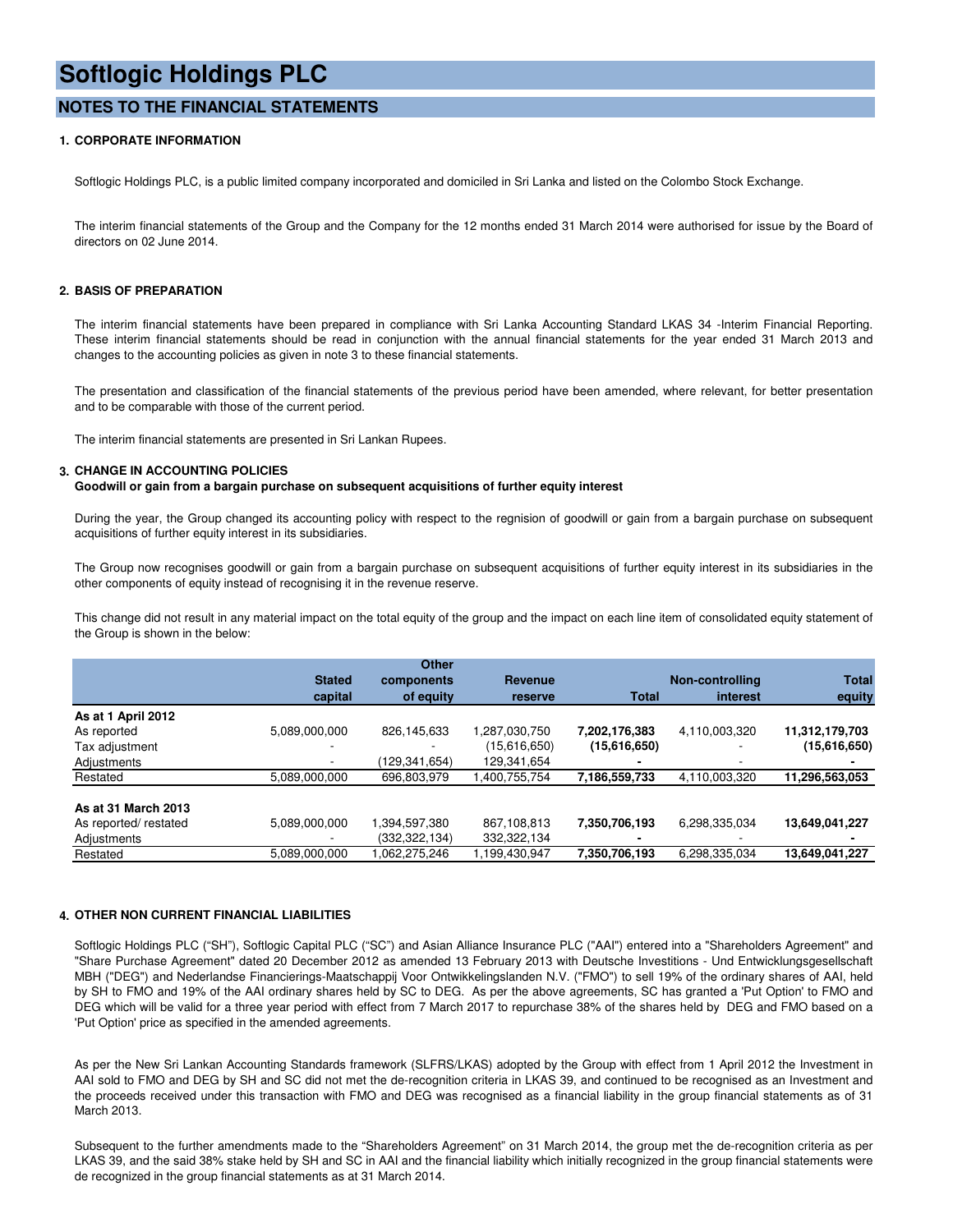# Softlogic Holdings PLC

## NOTES TO THE FINANCIAL STATEMENTS

### 1. CORPORATE INFORMATION

Softlogic Holdings PLC, is a public limited company incorporated and domiciled in Sri Lanka and listed on the Colombo Stock Exchange.

The interim financial statements of the Group and the Company for the 12 months ended 31 March 2014 were authorised for issue by the Board of directors on 02 June 2014.

### 2. BASIS OF PREPARATION

The interim financial statements have been prepared in compliance with Sri Lanka Accounting Standard LKAS 34 -Interim Financial Reporting. These interim financial statements should be read in conjunction with the annual financial statements for the year ended 31 March 2013 and changes to the accounting policies as given in note 3 to these financial statements.

The presentation and classification of the financial statements of the previous period have been amended, where relevant, for better presentation and to be comparable with those of the current period.

The interim financial statements are presented in Sri Lankan Rupees.

### 3. CHANGE IN ACCOUNTING POLICIES

**Goodwill or gain from a bargain purchase on subsequent acquisitions of further equity interest**

During the year, the Group changed its accounting policy with respect to the regnision of goodwill or gain from a bargain purchase on subsequent acquisitions of further equity interest in its subsidiaries.

The Group now recognises goodwill or gain from a bargain purchase on subsequent acquisitions of further equity interest in its subsidiaries in the other components of equity instead of recognising it in the revenue reserve.

This change did not result in any material impact on the total equity of the group and the impact on each line item of consolidated equity statement of the Group is shown in the below:

| | Stated capital | Other components of equity | Revenue reserve | Total | Non-controlling interest | Total equity |
|---|---|---|---|---|---|---|
| **As at 1 April 2012** | | | | | | |
| As reported | 5,089,000,000 | 826,145,633 | 1,287,030,750 | **7,202,176,383** | 4,110,003,320 | **11,312,179,703** |
| Tax adjustment | - | - | (15,616,650) | **(15,616,650)** | - | **(15,616,650)** |
| Adjustments | - | (129,341,654) | 129,341,654 | **-** | - | **-** |
| Restated | 5,089,000,000 | 696,803,979 | 1,400,755,754 | **7,186,559,733** | 4,110,003,320 | **11,296,563,053** |
| | | | | | | |
| **As at 31 March 2013** | | | | | | |
| As reported/ restated | 5,089,000,000 | 1,394,597,380 | 867,108,813 | **7,350,706,193** | 6,298,335,034 | **13,649,041,227** |
| Adjustments | - | (332,322,134) | 332,322,134 | **-** | - | **-** |
| Restated | 5,089,000,000 | 1,062,275,246 | 1,199,430,947 | **7,350,706,193** | 6,298,335,034 | **13,649,041,227** |

### 4. OTHER NON CURRENT FINANCIAL LIABILITIES

Softlogic Holdings PLC ("SH"), Softlogic Capital PLC ("SC") and Asian Alliance Insurance PLC ("AAI") entered into a "Shareholders Agreement" and "Share Purchase Agreement" dated 20 December 2012 as amended 13 February 2013 with Deutsche Investitions - Und Entwicklungsgesellschaft MBH ("DEG") and Nederlandse Financierings-Maatschappij Voor Ontwikkelingslanden N.V. ("FMO") to sell 19% of the ordinary shares of AAI, held by SH to FMO and 19% of the AAI ordinary shares held by SC to DEG. As per the above agreements, SC has granted a 'Put Option' to FMO and DEG which will be valid for a three year period with effect from 7 March 2017 to repurchase 38% of the shares held by DEG and FMO based on a 'Put Option' price as specified in the amended agreements.

As per the New Sri Lankan Accounting Standards framework (SLFRS/LKAS) adopted by the Group with effect from 1 April 2012 the Investment in AAI sold to FMO and DEG by SH and SC did not met the de-recognition criteria in LKAS 39, and continued to be recognised as an Investment and the proceeds received under this transaction with FMO and DEG was recognised as a financial liability in the group financial statements as of 31 March 2013.

Subsequent to the further amendments made to the "Shareholders Agreement" on 31 March 2014, the group met the de-recognition criteria as per LKAS 39, and the said 38% stake held by SH and SC in AAI and the financial liability which initially recognized in the group financial statements were de recognized in the group financial statements as at 31 March 2014.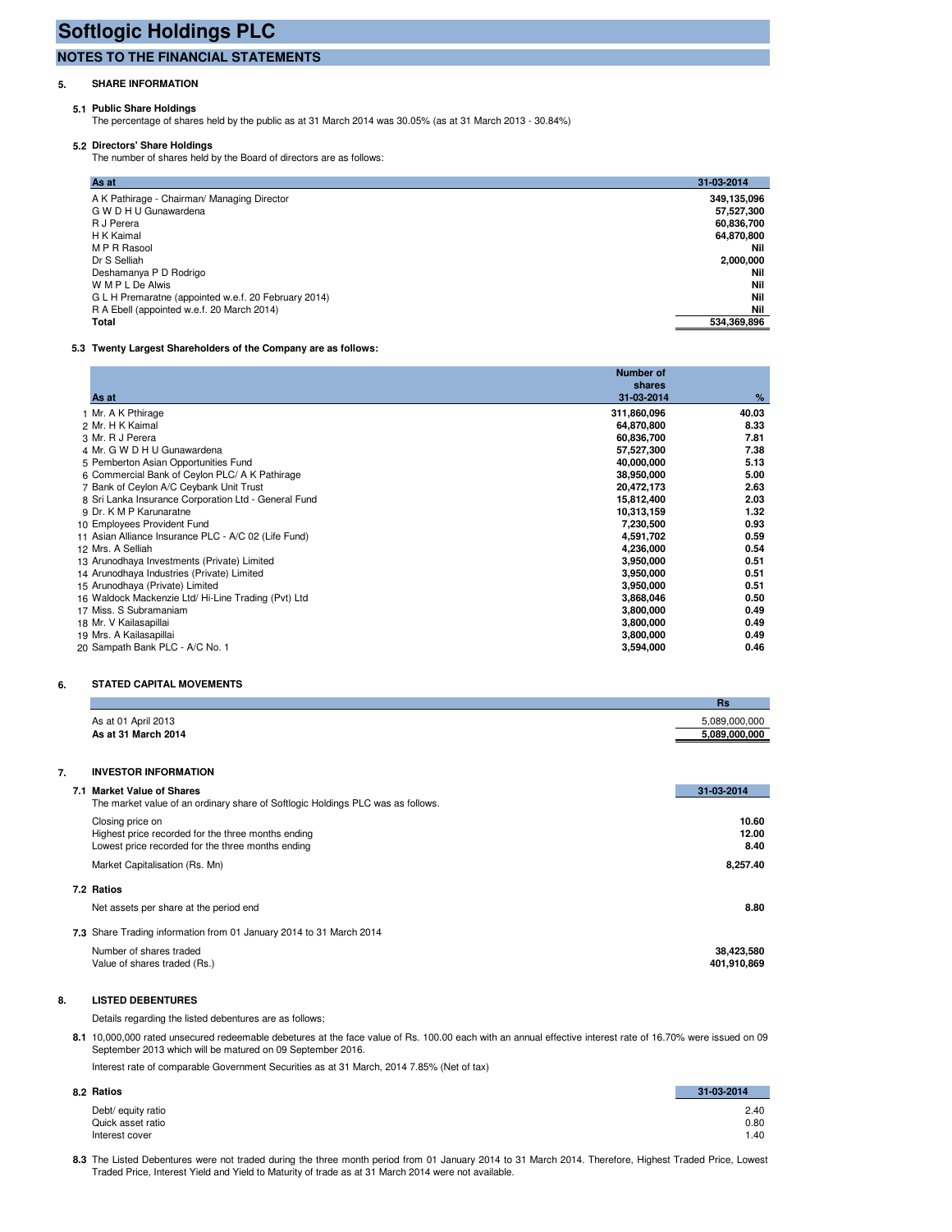# Softlogic Holdings PLC

## NOTES TO THE FINANCIAL STATEMENTS

### 5. SHARE INFORMATION

**5.1 Public Share Holdings**

The percentage of shares held by the public as at 31 March 2014 was 30.05% (as at 31 March 2013 - 30.84%)

**5.2 Directors' Share Holdings**

The number of shares held by the Board of directors are as follows:

| As at | 31-03-2014 |
|---|---|
| A K Pathirage - Chairman/ Managing Director | 349,135,096 |
| G W D H U Gunawardena | 57,527,300 |
| R J Perera | 60,836,700 |
| H K Kaimal | 64,870,800 |
| M P R Rasool | Nil |
| Dr S Selliah | 2,000,000 |
| Deshamanya P D Rodrigo | Nil |
| W M P L De Alwis | Nil |
| G L H Premaratne (appointed w.e.f. 20 February 2014) | Nil |
| R A Ebell (appointed w.e.f. 20 March 2014) | Nil |
| **Total** | **534,369,896** |

**5.3 Twenty Largest Shareholders of the Company are as follows:**

| | As at | Number of shares 31-03-2014 | % |
|---|---|---|---|
| 1 | Mr. A K Pthirage | 311,860,096 | 40.03 |
| 2 | Mr. H K Kaimal | 64,870,800 | 8.33 |
| 3 | Mr. R J Perera | 60,836,700 | 7.81 |
| 4 | Mr. G W D H U Gunawardena | 57,527,300 | 7.38 |
| 5 | Pemberton Asian Opportunities Fund | 40,000,000 | 5.13 |
| 6 | Commercial Bank of Ceylon PLC/ A K Pathirage | 38,950,000 | 5.00 |
| 7 | Bank of Ceylon A/C Ceybank Unit Trust | 20,472,173 | 2.63 |
| 8 | Sri Lanka Insurance Corporation Ltd - General Fund | 15,812,400 | 2.03 |
| 9 | Dr. K M P Karunaratne | 10,313,159 | 1.32 |
| 10 | Employees Provident Fund | 7,230,500 | 0.93 |
| 11 | Asian Alliance Insurance PLC - A/C 02 (Life Fund) | 4,591,702 | 0.59 |
| 12 | Mrs. A Selliah | 4,236,000 | 0.54 |
| 13 | Arunodhaya Investments (Private) Limited | 3,950,000 | 0.51 |
| 14 | Arunodhaya Industries (Private) Limited | 3,950,000 | 0.51 |
| 15 | Arunodhaya (Private) Limited | 3,950,000 | 0.51 |
| 16 | Waldock Mackenzie Ltd/ Hi-Line Trading (Pvt) Ltd | 3,868,046 | 0.50 |
| 17 | Miss. S Subramaniam | 3,800,000 | 0.49 |
| 18 | Mr. V Kailasapillai | 3,800,000 | 0.49 |
| 19 | Mrs. A Kailasapillai | 3,800,000 | 0.49 |
| 20 | Sampath Bank PLC - A/C No. 1 | 3,594,000 | 0.46 |

### 6. STATED CAPITAL MOVEMENTS

| | Rs |
|---|---|
| As at 01 April 2013 | 5,089,000,000 |
| **As at 31 March 2014** | **5,089,000,000** |

### 7. INVESTOR INFORMATION

**7.1 Market Value of Shares**

The market value of an ordinary share of Softlogic Holdings PLC was as follows.

| | 31-03-2014 |
|---|---|
| Closing price on | 10.60 |
| Highest price recorded for the three months ending | 12.00 |
| Lowest price recorded for the three months ending | 8.40 |
| Market Capitalisation (Rs. Mn) | 8,257.40 |

**7.2 Ratios**

| | |
|---|---|
| Net assets per share at the period end | 8.80 |

**7.3** Share Trading information from 01 January 2014 to 31 March 2014

| | |
|---|---|
| Number of shares traded | 38,423,580 |
| Value of shares traded (Rs.) | 401,910,869 |

### 8. LISTED DEBENTURES

Details regarding the listed debentures are as follows;

**8.1** 10,000,000 rated unsecured redeemable debetures at the face value of Rs. 100.00 each with an annual effective interest rate of 16.70% were issued on 09 September 2013 which will be matured on 09 September 2016.

Interest rate of comparable Government Securities as at 31 March, 2014 7.85% (Net of tax)

**8.2 Ratios**

| | 31-03-2014 |
|---|---|
| Debt/ equity ratio | 2.40 |
| Quick asset ratio | 0.80 |
| Interest cover | 1.40 |

**8.3** The Listed Debentures were not traded during the three month period from 01 January 2014 to 31 March 2014. Therefore, Highest Traded Price, Lowest Traded Price, Interest Yield and Yield to Maturity of trade as at 31 March 2014 were not available.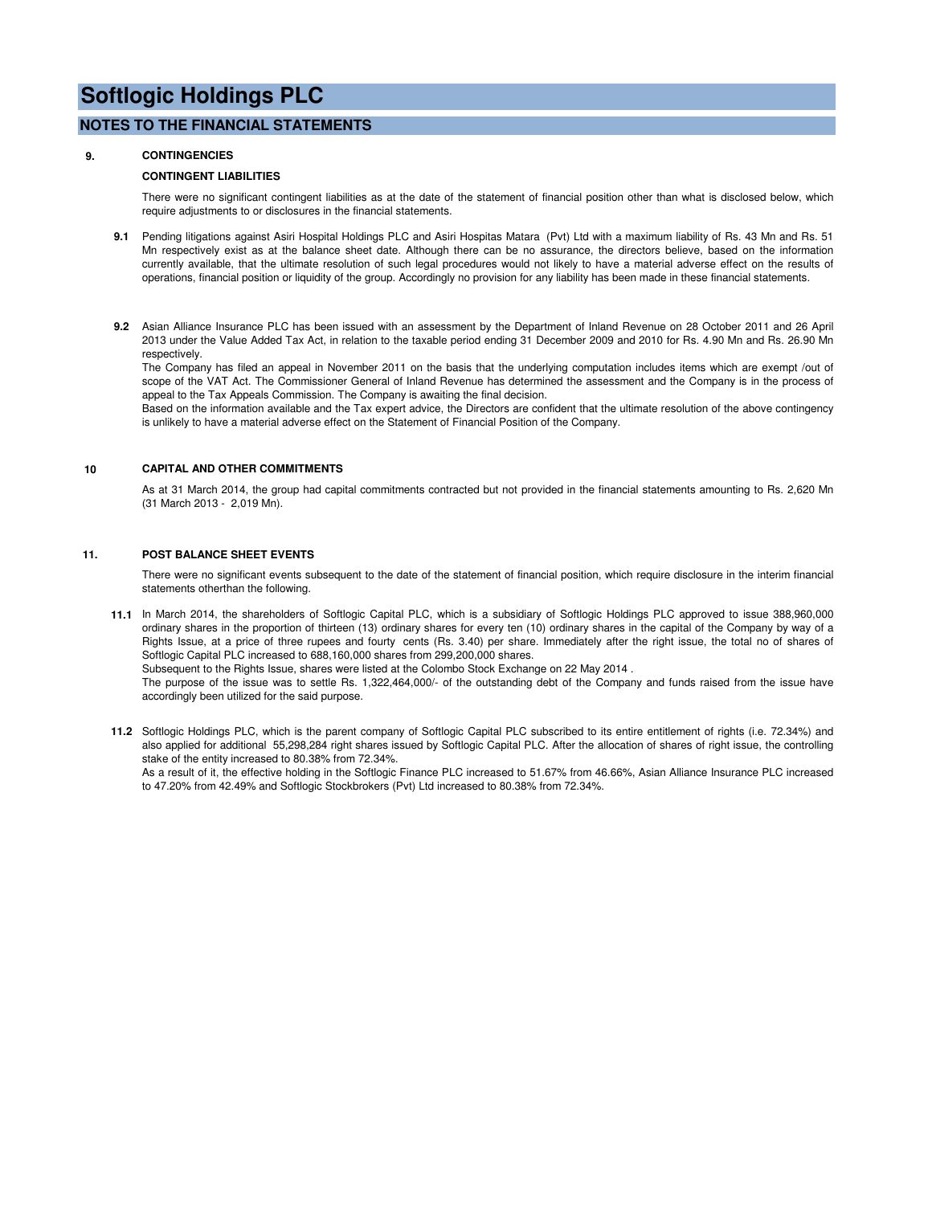# Softlogic Holdings PLC

## NOTES TO THE FINANCIAL STATEMENTS

**9. CONTINGENCIES**

**CONTINGENT LIABILITIES**

There were no significant contingent liabilities as at the date of the statement of financial position other than what is disclosed below, which require adjustments to or disclosures in the financial statements.

**9.1** Pending litigations against Asiri Hospital Holdings PLC and Asiri Hospitas Matara (Pvt) Ltd with a maximum liability of Rs. 43 Mn and Rs. 51 Mn respectively exist as at the balance sheet date. Although there can be no assurance, the directors believe, based on the information currently available, that the ultimate resolution of such legal procedures would not likely to have a material adverse effect on the results of operations, financial position or liquidity of the group. Accordingly no provision for any liability has been made in these financial statements.

**9.2** Asian Alliance Insurance PLC has been issued with an assessment by the Department of Inland Revenue on 28 October 2011 and 26 April 2013 under the Value Added Tax Act, in relation to the taxable period ending 31 December 2009 and 2010 for Rs. 4.90 Mn and Rs. 26.90 Mn respectively.
The Company has filed an appeal in November 2011 on the basis that the underlying computation includes items which are exempt /out of scope of the VAT Act. The Commissioner General of Inland Revenue has determined the assessment and the Company is in the process of appeal to the Tax Appeals Commission. The Company is awaiting the final decision.
Based on the information available and the Tax expert advice, the Directors are confident that the ultimate resolution of the above contingency is unlikely to have a material adverse effect on the Statement of Financial Position of the Company.

**10 CAPITAL AND OTHER COMMITMENTS**

As at 31 March 2014, the group had capital commitments contracted but not provided in the financial statements amounting to Rs. 2,620 Mn (31 March 2013 - 2,019 Mn).

**11. POST BALANCE SHEET EVENTS**

There were no significant events subsequent to the date of the statement of financial position, which require disclosure in the interim financial statements otherthan the following.

**11.1** In March 2014, the shareholders of Softlogic Capital PLC, which is a subsidiary of Softlogic Holdings PLC approved to issue 388,960,000 ordinary shares in the proportion of thirteen (13) ordinary shares for every ten (10) ordinary shares in the capital of the Company by way of a Rights Issue, at a price of three rupees and fourty cents (Rs. 3.40) per share. Immediately after the right issue, the total no of shares of Softlogic Capital PLC increased to 688,160,000 shares from 299,200,000 shares.
Subsequent to the Rights Issue, shares were listed at the Colombo Stock Exchange on 22 May 2014 .
The purpose of the issue was to settle Rs. 1,322,464,000/- of the outstanding debt of the Company and funds raised from the issue have accordingly been utilized for the said purpose.

**11.2** Softlogic Holdings PLC, which is the parent company of Softlogic Capital PLC subscribed to its entire entitlement of rights (i.e. 72.34%) and also applied for additional 55,298,284 right shares issued by Softlogic Capital PLC. After the allocation of shares of right issue, the controlling stake of the entity increased to 80.38% from 72.34%.
As a result of it, the effective holding in the Softlogic Finance PLC increased to 51.67% from 46.66%, Asian Alliance Insurance PLC increased to 47.20% from 42.49% and Softlogic Stockbrokers (Pvt) Ltd increased to 80.38% from 72.34%.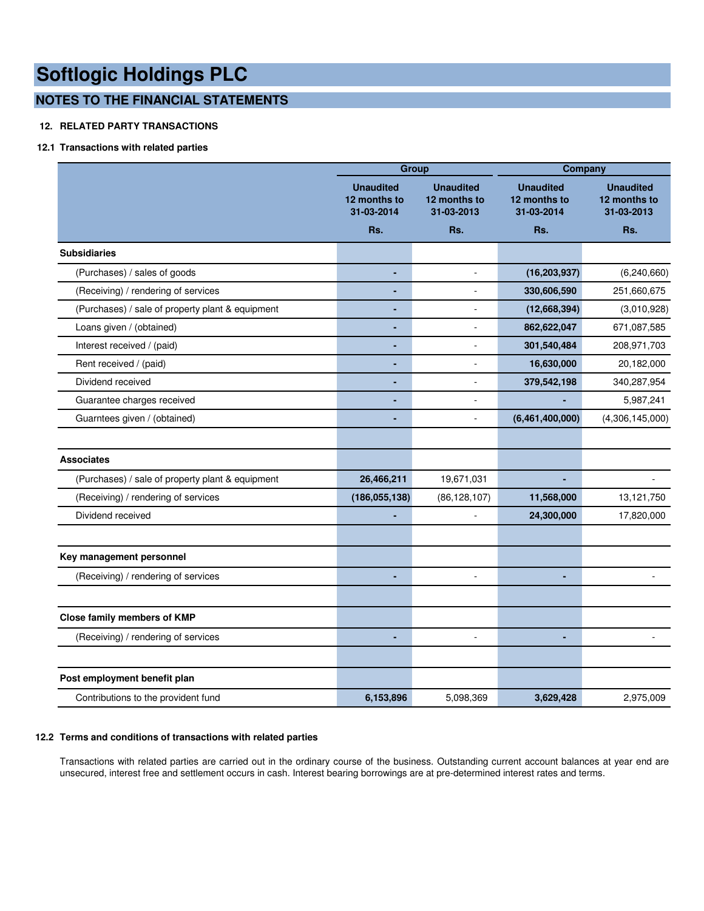# Softlogic Holdings PLC

## NOTES TO THE FINANCIAL STATEMENTS

### 12. RELATED PARTY TRANSACTIONS

#### 12.1 Transactions with related parties

| | Group | | Company | |
|---|---|---|---|---|
| | Unaudited 12 months to 31-03-2014 | Unaudited 12 months to 31-03-2013 | Unaudited 12 months to 31-03-2014 | Unaudited 12 months to 31-03-2013 |
| | Rs. | Rs. | Rs. | Rs. |
| **Subsidiaries** | | | | |
| (Purchases) / sales of goods | **-** | - | **(16,203,937)** | (6,240,660) |
| (Receiving) / rendering of services | **-** | - | **330,606,590** | 251,660,675 |
| (Purchases) / sale of property plant & equipment | **-** | - | **(12,668,394)** | (3,010,928) |
| Loans given / (obtained) | **-** | - | **862,622,047** | 671,087,585 |
| Interest received / (paid) | **-** | - | **301,540,484** | 208,971,703 |
| Rent received / (paid) | **-** | - | **16,630,000** | 20,182,000 |
| Dividend received | **-** | - | **379,542,198** | 340,287,954 |
| Guarantee charges received | **-** | - | **-** | 5,987,241 |
| Guarntees given / (obtained) | **-** | - | **(6,461,400,000)** | (4,306,145,000) |
| **Associates** | | | | |
| (Purchases) / sale of property plant & equipment | **26,466,211** | 19,671,031 | **-** | - |
| (Receiving) / rendering of services | **(186,055,138)** | (86,128,107) | **11,568,000** | 13,121,750 |
| Dividend received | **-** | - | **24,300,000** | 17,820,000 |
| **Key management personnel** | | | | |
| (Receiving) / rendering of services | **-** | - | **-** | - |
| **Close family members of KMP** | | | | |
| (Receiving) / rendering of services | **-** | - | **-** | - |
| **Post employment benefit plan** | | | | |
| Contributions to the provident fund | **6,153,896** | 5,098,369 | **3,629,428** | 2,975,009 |

#### 12.2 Terms and conditions of transactions with related parties

Transactions with related parties are carried out in the ordinary course of the business. Outstanding current account balances at year end are unsecured, interest free and settlement occurs in cash. Interest bearing borrowings are at pre-determined interest rates and terms.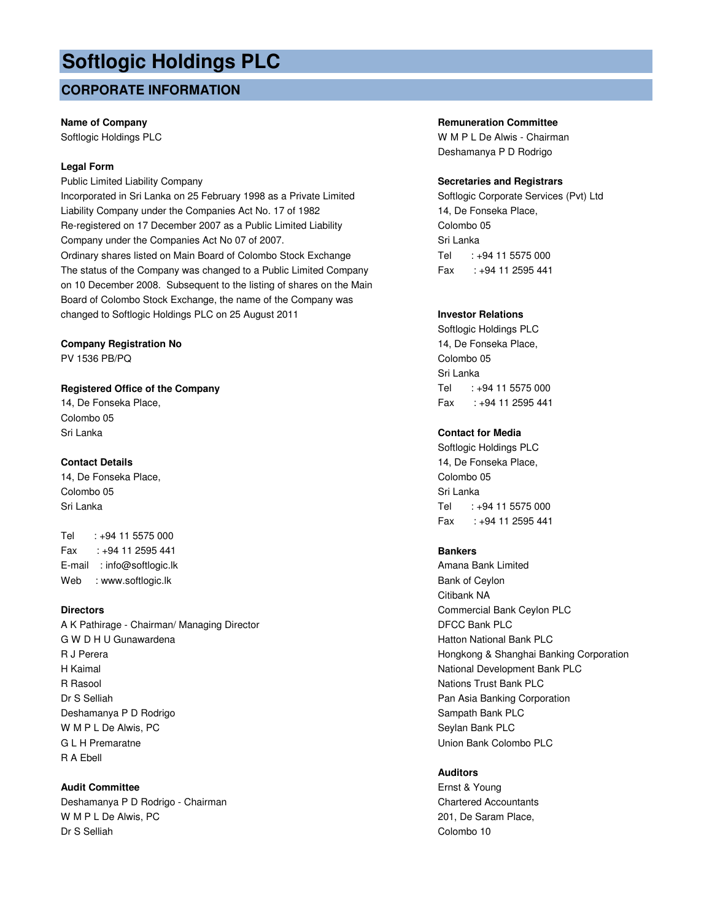# Softlogic Holdings PLC

## CORPORATE INFORMATION

**Name of Company**
Softlogic Holdings PLC

**Legal Form**
Public Limited Liability Company
Incorporated in Sri Lanka on 25 February 1998 as a Private Limited Liability Company under the Companies Act No. 17 of 1982
Re-registered on 17 December 2007 as a Public Limited Liability Company under the Companies Act No 07 of 2007.
Ordinary shares listed on Main Board of Colombo Stock Exchange
The status of the Company was changed to a Public Limited Company on 10 December 2008. Subsequent to the listing of shares on the Main Board of Colombo Stock Exchange, the name of the Company was changed to Softlogic Holdings PLC on 25 August 2011

**Company Registration No**
PV 1536 PB/PQ

**Registered Office of the Company**
14, De Fonseka Place,
Colombo 05
Sri Lanka

**Contact Details**
14, De Fonseka Place,
Colombo 05
Sri Lanka

Tel : +94 11 5575 000
Fax : +94 11 2595 441
E-mail : info@softlogic.lk
Web : www.softlogic.lk

**Directors**
A K Pathirage - Chairman/ Managing Director
G W D H U Gunawardena
R J Perera
H Kaimal
R Rasool
Dr S Selliah
Deshamanya P D Rodrigo
W M P L De Alwis, PC
G L H Premaratne
R A Ebell

**Audit Committee**
Deshamanya P D Rodrigo - Chairman
W M P L De Alwis, PC
Dr S Selliah

**Remuneration Committee**
W M P L De Alwis - Chairman
Deshamanya P D Rodrigo

**Secretaries and Registrars**
Softlogic Corporate Services (Pvt) Ltd
14, De Fonseka Place,
Colombo 05
Sri Lanka
Tel : +94 11 5575 000
Fax : +94 11 2595 441

**Investor Relations**
Softlogic Holdings PLC
14, De Fonseka Place,
Colombo 05
Sri Lanka
Tel : +94 11 5575 000
Fax : +94 11 2595 441

**Contact for Media**
Softlogic Holdings PLC
14, De Fonseka Place,
Colombo 05
Sri Lanka
Tel : +94 11 5575 000
Fax : +94 11 2595 441

**Bankers**
Amana Bank Limited
Bank of Ceylon
Citibank NA
Commercial Bank Ceylon PLC
DFCC Bank PLC
Hatton National Bank PLC
Hongkong & Shanghai Banking Corporation
National Development Bank PLC
Nations Trust Bank PLC
Pan Asia Banking Corporation
Sampath Bank PLC
Seylan Bank PLC
Union Bank Colombo PLC

**Auditors**
Ernst & Young
Chartered Accountants
201, De Saram Place,
Colombo 10